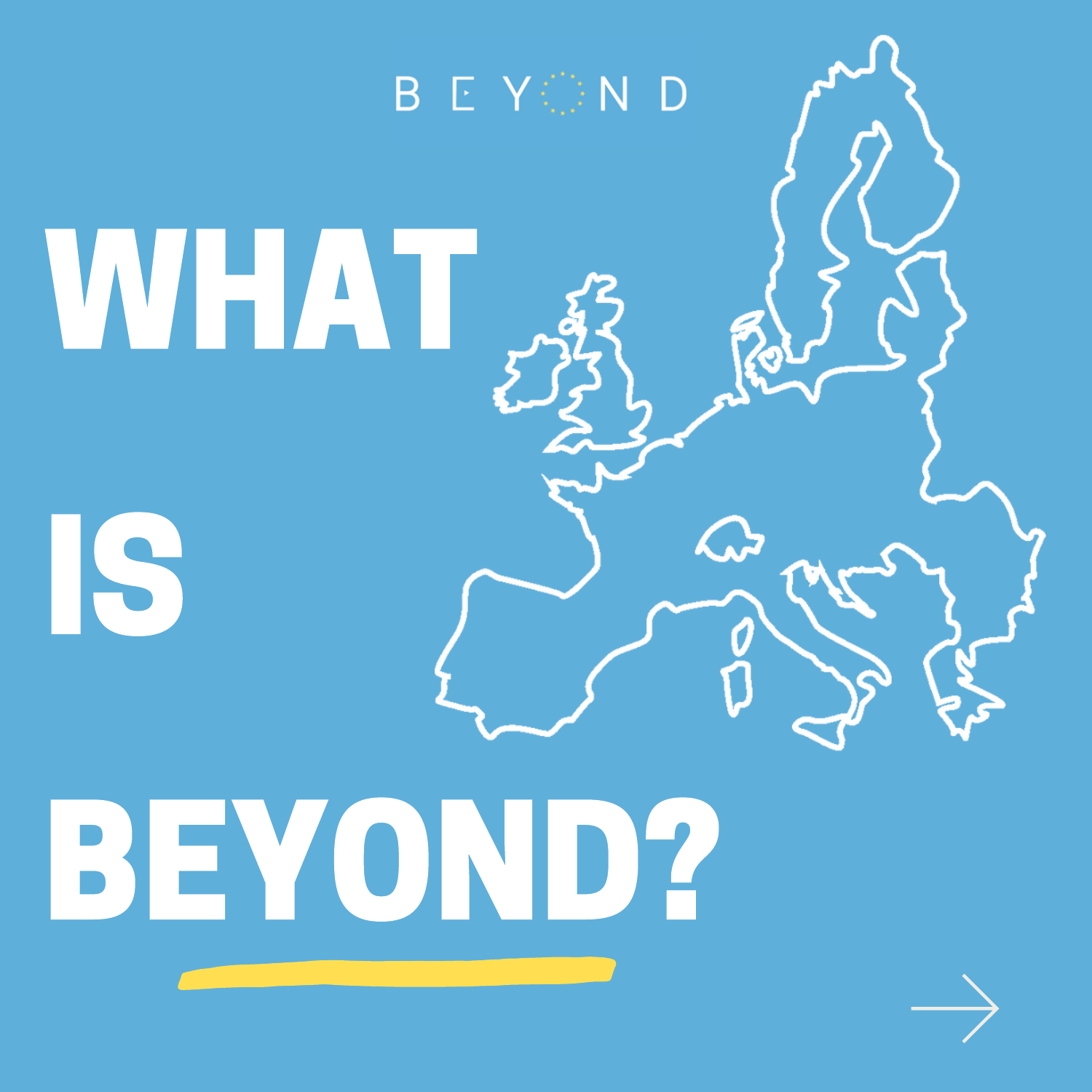BEYOND

# WHAT IS BEYOND?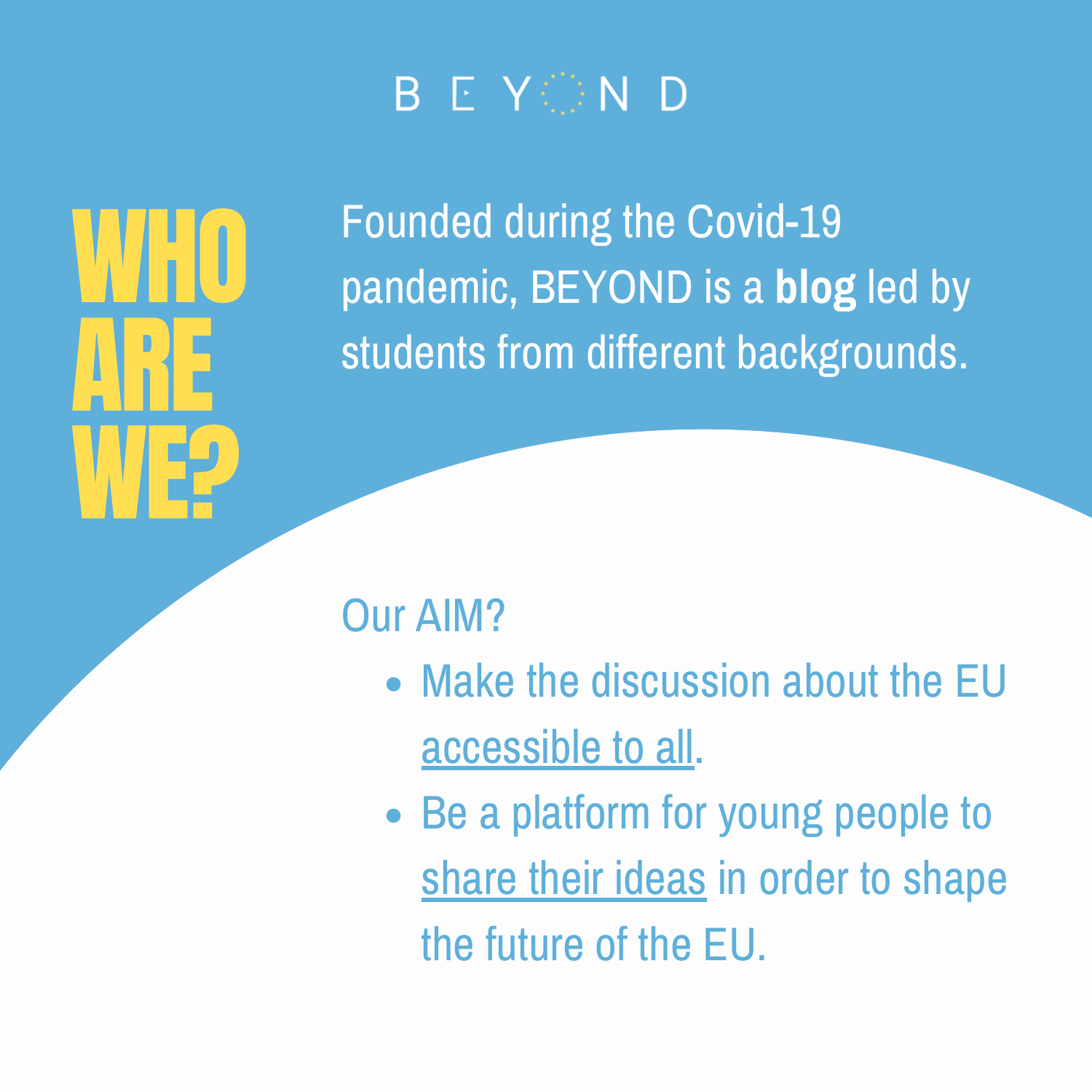BEYOND

# WHO ARE WE?

Founded during the Covid-19 pandemic, BEYOND is a **blog** led by students from different backgrounds.

Our AIM?

- Make the discussion about the EU accessible to all.
- Be a platform for young people to share their ideas in order to shape the future of the EU.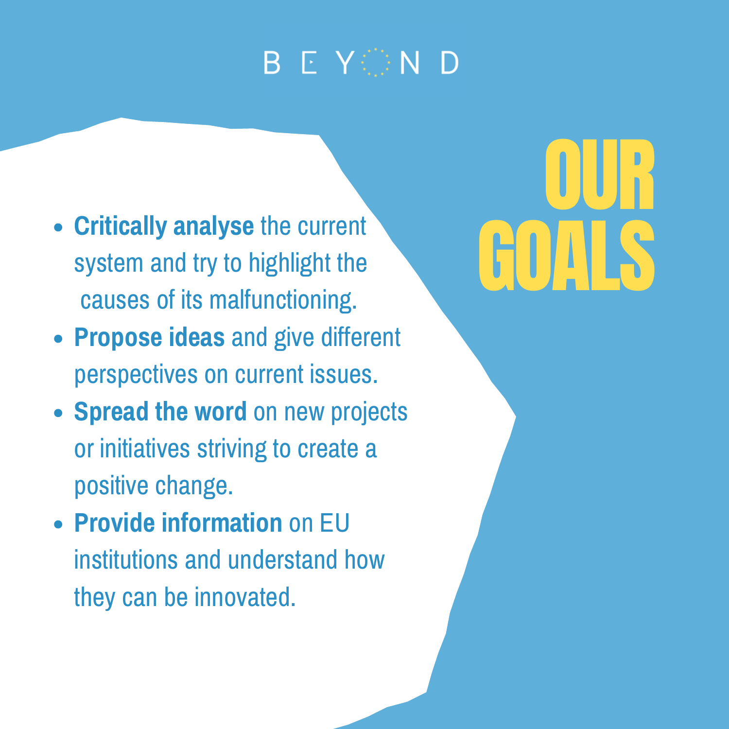BEYOND

# OUR GOALS

- **Critically analyse** the current system and try to highlight the causes of its malfunctioning.
- **Propose ideas** and give different perspectives on current issues.
- **Spread the word** on new projects or initiatives striving to create a positive change.
- **Provide information** on EU institutions and understand how they can be innovated.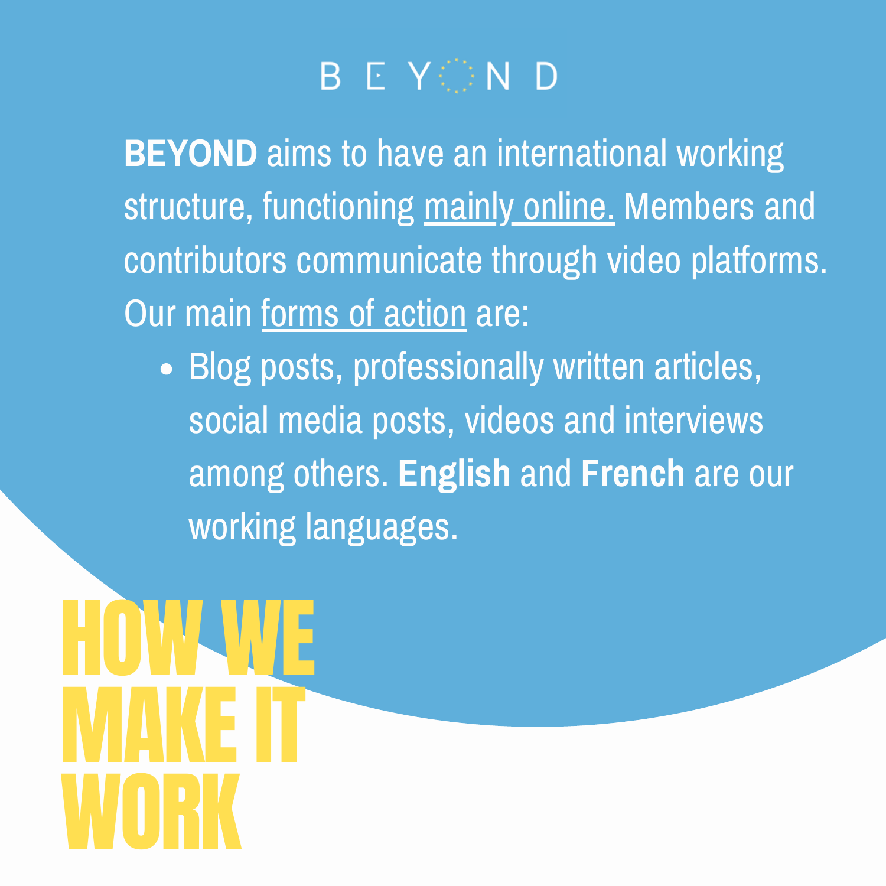BEYOND

**BEYOND** aims to have an international working structure, functioning mainly online. Members and contributors communicate through video platforms. Our main forms of action are:

- Blog posts, professionally written articles, social media posts, videos and interviews among others. **English** and **French** are our working languages.

# HOW WE MAKE IT WORK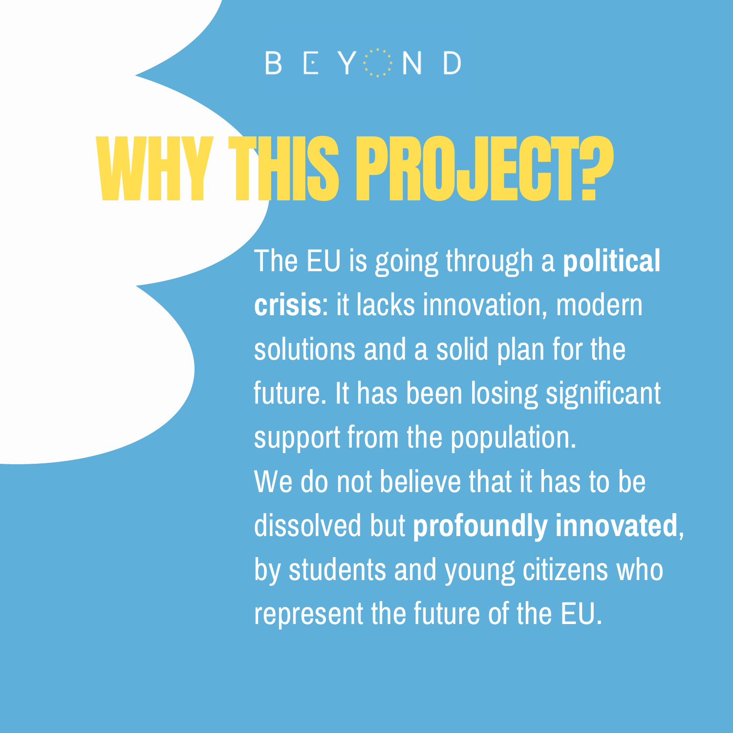BEYOND

# WHY THIS PROJECT?

The EU is going through a **political crisis**: it lacks innovation, modern solutions and a solid plan for the future. It has been losing significant support from the population.
We do not believe that it has to be dissolved but **profoundly innovated**, by students and young citizens who represent the future of the EU.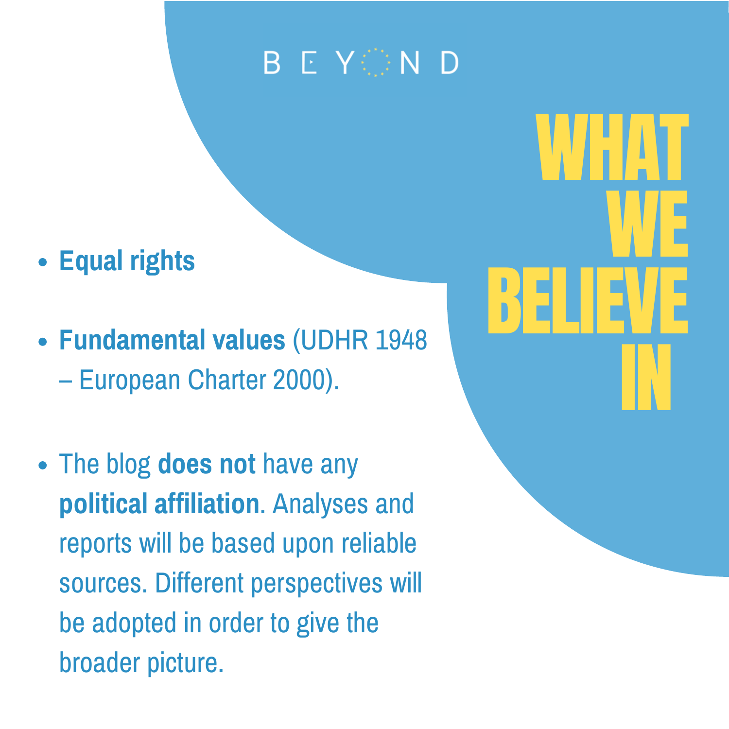BEYOND

# WHAT WE BELIEVE IN

- **Equal rights**
- **Fundamental values** (UDHR 1948 – European Charter 2000).
- The blog **does not** have any **political affiliation**. Analyses and reports will be based upon reliable sources. Different perspectives will be adopted in order to give the broader picture.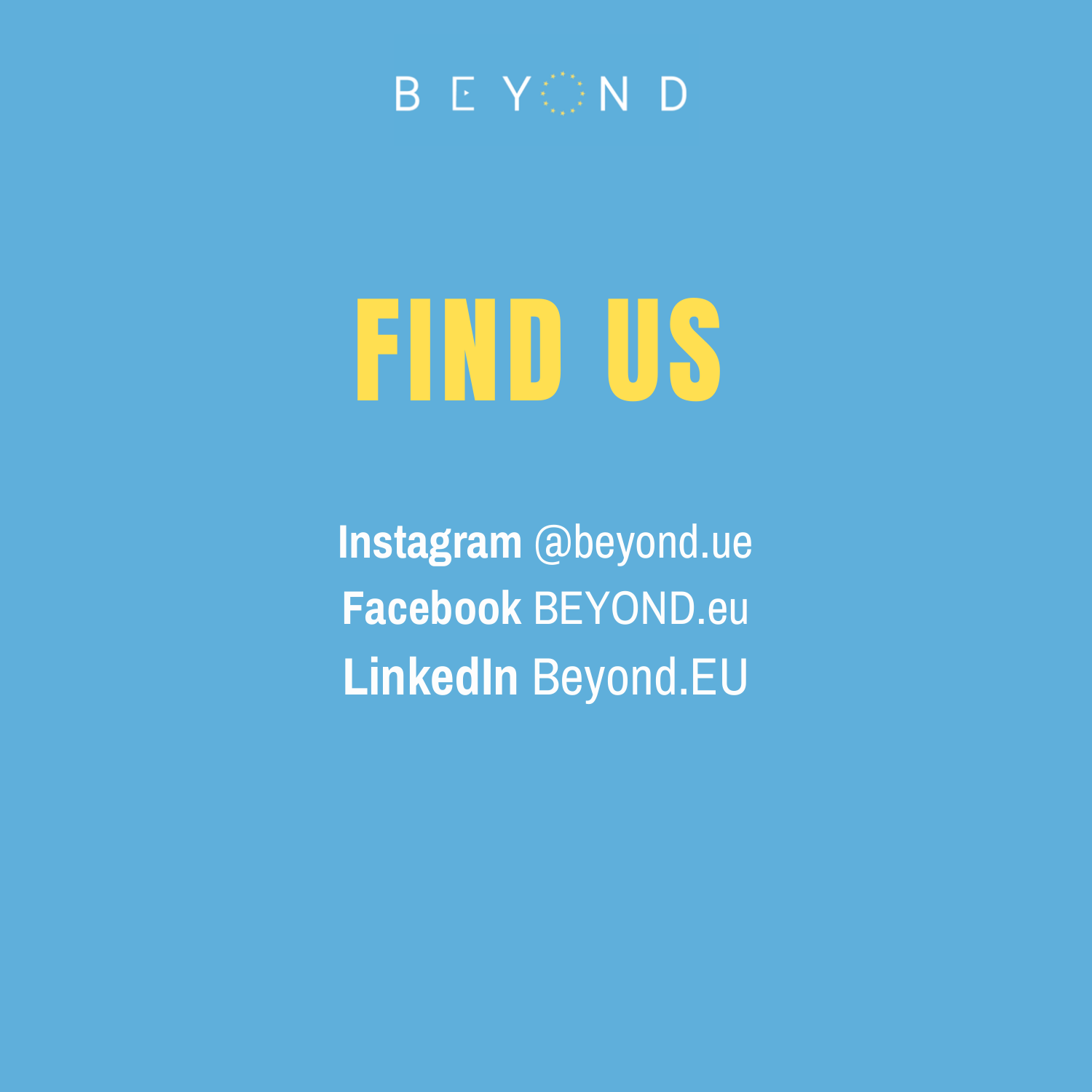BEYOND

# FIND US

**Instagram** @beyond.ue
**Facebook** BEYOND.eu
**LinkedIn** Beyond.EU